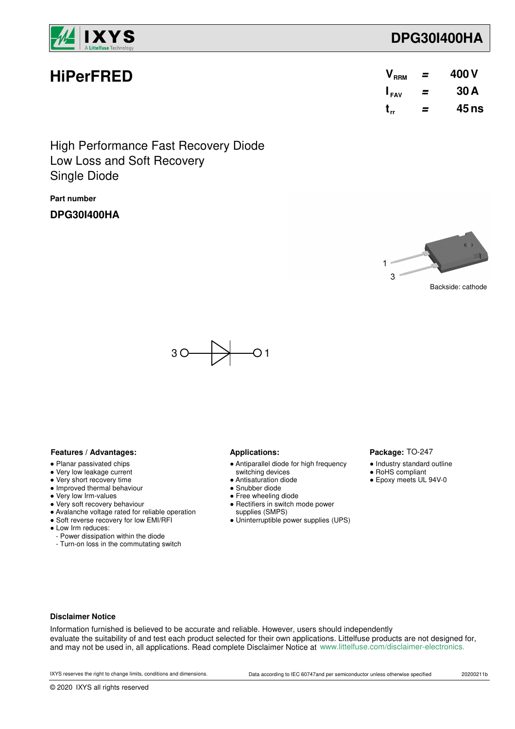# DPG30I400HA

## HiPerFRED

| | | |
|---|---|---|
| $V_{RRM}$ | = | 400 V |
| $I_{FAV}$ | = | 30 A |
| $t_{rr}$ | = | 45 ns |

High Performance Fast Recovery Diode
Low Loss and Soft Recovery
Single Diode

**Part number**

**DPG30I400HA**

1
3

Backside: cathode

3 — 1

**Features / Advantages:**

- Planar passivated chips
- Very low leakage current
- Very short recovery time
- Improved thermal behaviour
- Very low Irm-values
- Very soft recovery behaviour
- Avalanche voltage rated for reliable operation
- Soft reverse recovery for low EMI/RFI
- Low Irm reduces:
  - Power dissipation within the diode
  - Turn-on loss in the commutating switch

**Applications:**

- Antiparallel diode for high frequency switching devices
- Antisaturation diode
- Snubber diode
- Free wheeling diode
- Rectifiers in switch mode power supplies (SMPS)
- Uninterruptible power supplies (UPS)

**Package:** TO-247

- Industry standard outline
- RoHS compliant
- Epoxy meets UL 94V-0

**Disclaimer Notice**

Information furnished is believed to be accurate and reliable. However, users should independently evaluate the suitability of and test each product selected for their own applications. Littelfuse products are not designed for, and may not be used in, all applications. Read complete Disclaimer Notice at www.littelfuse.com/disclaimer-electronics.

IXYS reserves the right to change limits, conditions and dimensions. Data according to IEC 60747and per semiconductor unless otherwise specified 20200211b

© 2020 IXYS all rights reserved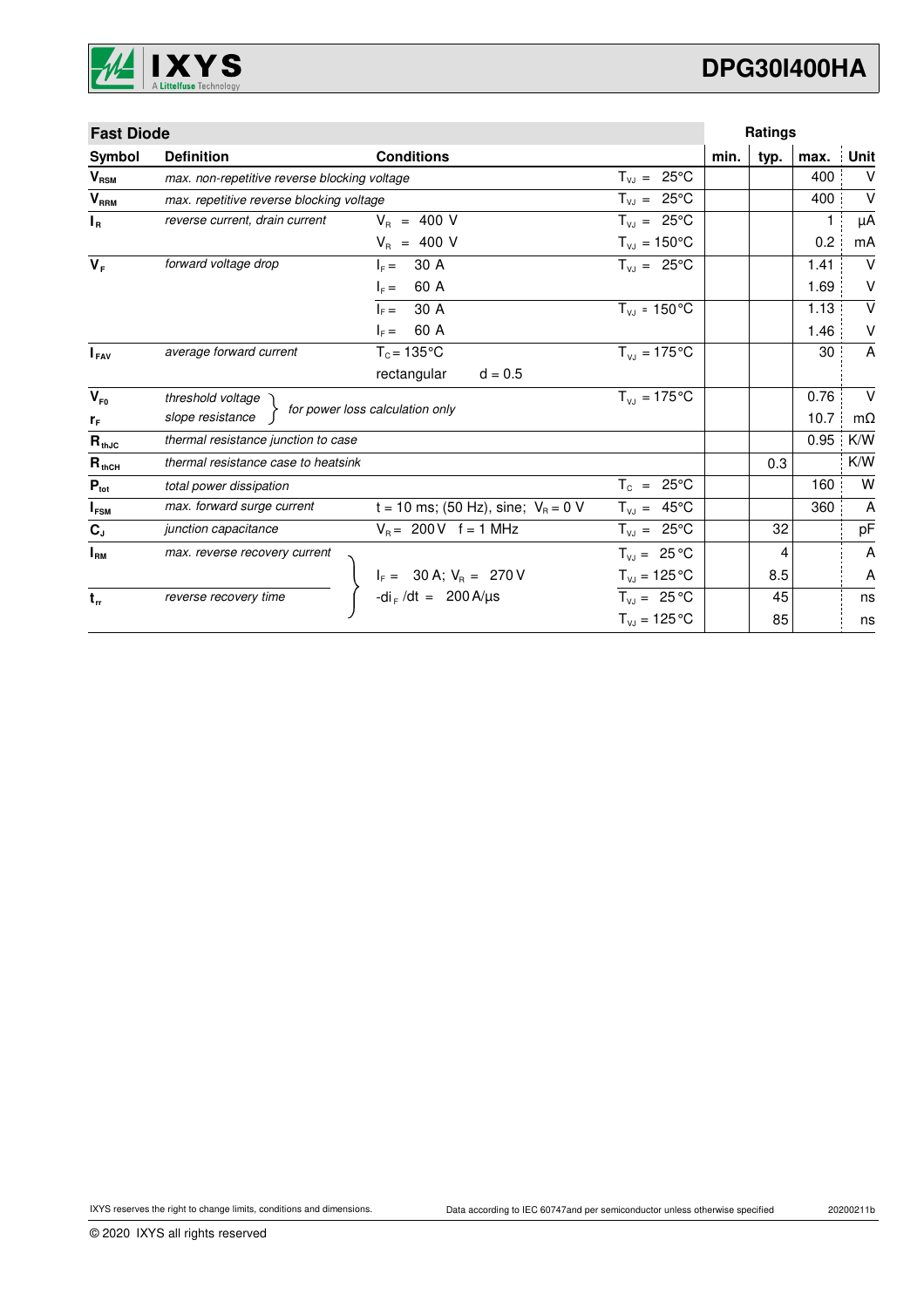## Fast Diode

| Symbol | Definition | Conditions | | min. | typ. | max. | Unit |
|---|---|---|---|---|---|---|---|
| $V_{RSM}$ | *max. non-repetitive reverse blocking voltage* | | $T_{VJ}$ = 25°C | | | 400 | V |
| $V_{RRM}$ | *max. repetitive reverse blocking voltage* | | $T_{VJ}$ = 25°C | | | 400 | V |
| $I_R$ | *reverse current, drain current* | $V_R$ = 400 V | $T_{VJ}$ = 25°C | | | 1 | µA |
| | | $V_R$ = 400 V | $T_{VJ}$ = 150°C | | | 0.2 | mA |
| $V_F$ | *forward voltage drop* | $I_F$ = 30 A | $T_{VJ}$ = 25°C | | | 1.41 | V |
| | | $I_F$ = 60 A | | | | 1.69 | V |
| | | $I_F$ = 30 A | $T_{VJ}$ = 150°C | | | 1.13 | V |
| | | $I_F$ = 60 A | | | | 1.46 | V |
| $I_{FAV}$ | *average forward current* | $T_C$ = 135°C; rectangular d = 0.5 | $T_{VJ}$ = 175°C | | | 30 | A |
| $V_{F0}$ | *threshold voltage* | *for power loss calculation only* | $T_{VJ}$ = 175°C | | | 0.76 | V |
| $r_F$ | *slope resistance* | *for power loss calculation only* | | | | 10.7 | mΩ |
| $R_{thJC}$ | *thermal resistance junction to case* | | | | | 0.95 | K/W |
| $R_{thCH}$ | *thermal resistance case to heatsink* | | | | 0.3 | | K/W |
| $P_{tot}$ | *total power dissipation* | | $T_C$ = 25°C | | | 160 | W |
| $I_{FSM}$ | *max. forward surge current* | t = 10 ms; (50 Hz), sine; $V_R$ = 0 V | $T_{VJ}$ = 45°C | | | 360 | A |
| $C_J$ | *junction capacitance* | $V_R$ = 200 V f = 1 MHz | $T_{VJ}$ = 25°C | | 32 | | pF |
| $I_{RM}$ | *max. reverse recovery current* | $I_F$ = 30 A; $V_R$ = 270 V; $-di_F/dt$ = 200 A/µs | $T_{VJ}$ = 25°C | | 4 | | A |
| | | | $T_{VJ}$ = 125°C | | 8.5 | | A |
| $t_{rr}$ | *reverse recovery time* | | $T_{VJ}$ = 25°C | | 45 | | ns |
| | | | $T_{VJ}$ = 125°C | | 85 | | ns |

IXYS reserves the right to change limits, conditions and dimensions. Data according to IEC 60747and per semiconductor unless otherwise specified

20200211b

© 2020 IXYS all rights reserved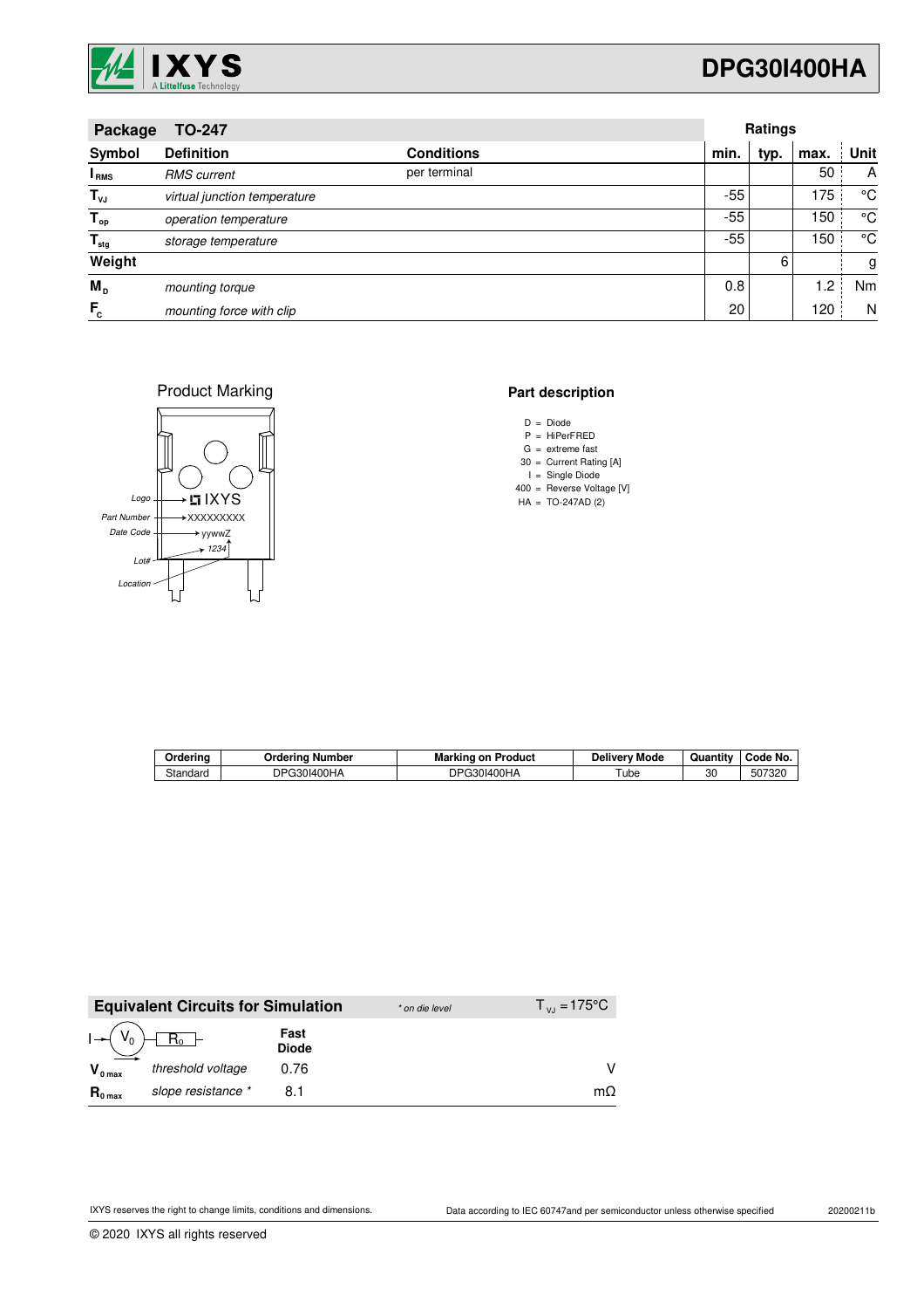| Package | TO-247 | | Ratings | | | |
|---|---|---|---|---|---|---|
| **Symbol** | **Definition** | **Conditions** | **min.** | **typ.** | **max.** | **Unit** |
| $I_{RMS}$ | *RMS current* | per terminal | | | 50 | A |
| $T_{VJ}$ | *virtual junction temperature* | | -55 | | 175 | °C |
| $T_{op}$ | *operation temperature* | | -55 | | 150 | °C |
| $T_{stg}$ | *storage temperature* | | -55 | | 150 | °C |
| **Weight** | | | | 6 | | g |
| $M_D$ | *mounting torque* | | 0.8 | | 1.2 | Nm |
| $F_C$ | *mounting force with clip* | | 20 | | 120 | N |

Product Marking

Logo → IXYS
Part Number → XXXXXXXXX
Date Code → yywwZ
Lot# → 1234
Location

**Part description**

D = Diode
P = HiPerFRED
G = extreme fast
30 = Current Rating [A]
I = Single Diode
400 = Reverse Voltage [V]
HA = TO-247AD (2)

| Ordering | Ordering Number | Marking on Product | Delivery Mode | Quantity | Code No. |
|---|---|---|---|---|---|
| Standard | DPG30I400HA | DPG30I400HA | Tube | 30 | 507320 |

| **Equivalent Circuits for Simulation** | | *\* on die level* | $T_{VJ} = 175°C$ |
|---|---|---|---|
| $I \rightarrow (V_0) - R_0$ | | **Fast Diode** | |
| $V_{0\,max}$ | *threshold voltage* | 0.76 | V |
| $R_{0\,max}$ | *slope resistance \** | 8.1 | mΩ |

IXYS reserves the right to change limits, conditions and dimensions.

Data according to IEC 60747and per semiconductor unless otherwise specified

20200211b

© 2020 IXYS all rights reserved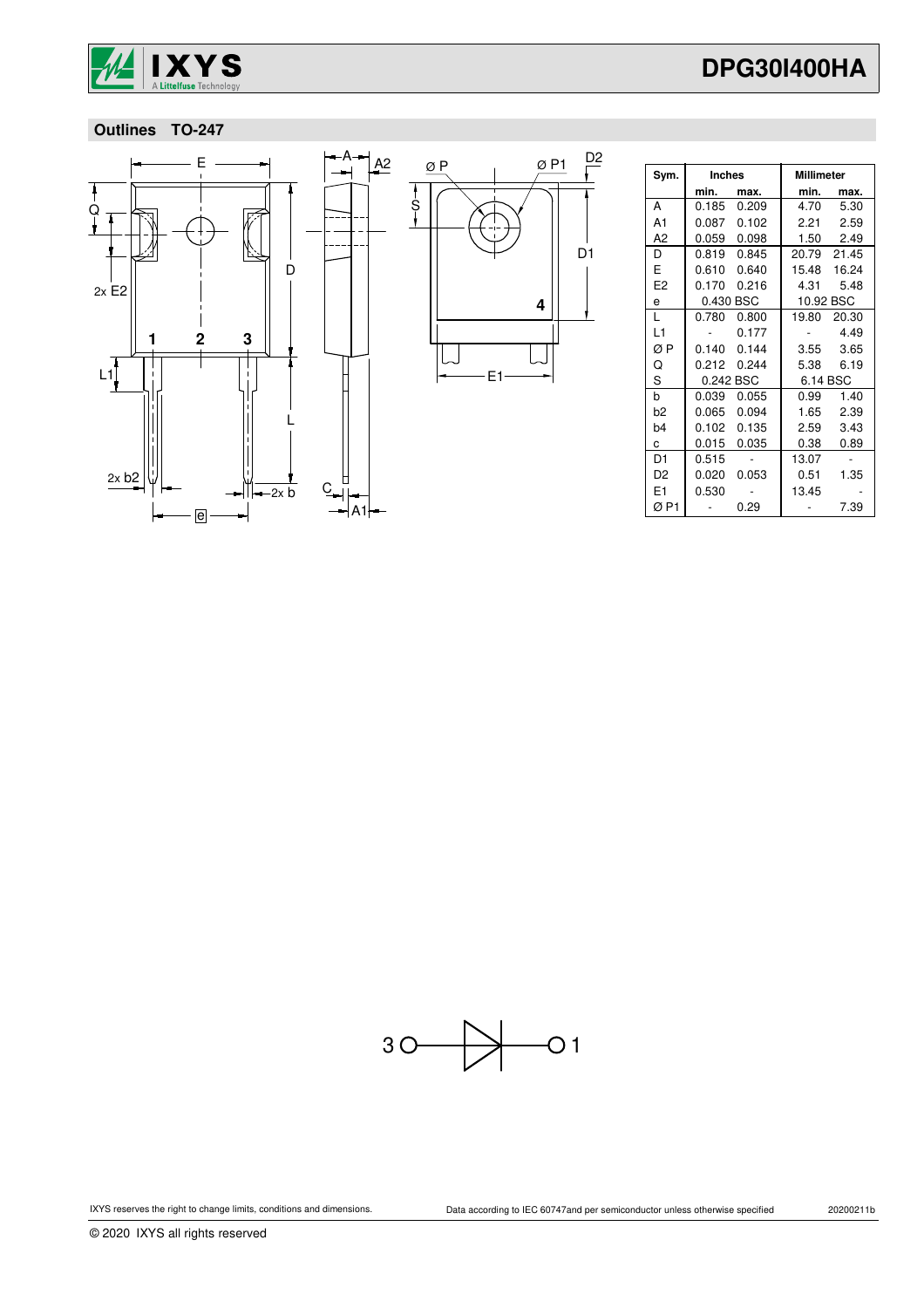## Outlines TO-247

| Sym. | Inches | | Millimeter | |
|---|---|---|---|---|
| | min. | max. | min. | max. |
| A | 0.185 | 0.209 | 4.70 | 5.30 |
| A1 | 0.087 | 0.102 | 2.21 | 2.59 |
| A2 | 0.059 | 0.098 | 1.50 | 2.49 |
| D | 0.819 | 0.845 | 20.79 | 21.45 |
| E | 0.610 | 0.640 | 15.48 | 16.24 |
| E2 | 0.170 | 0.216 | 4.31 | 5.48 |
| e | 0.430 BSC | | 10.92 BSC | |
| L | 0.780 | 0.800 | 19.80 | 20.30 |
| L1 | - | 0.177 | - | 4.49 |
| Ø P | 0.140 | 0.144 | 3.55 | 3.65 |
| Q | 0.212 | 0.244 | 5.38 | 6.19 |
| S | 0.242 BSC | | 6.14 BSC | |
| b | 0.039 | 0.055 | 0.99 | 1.40 |
| b2 | 0.065 | 0.094 | 1.65 | 2.39 |
| b4 | 0.102 | 0.135 | 2.59 | 3.43 |
| c | 0.015 | 0.035 | 0.38 | 0.89 |
| D1 | 0.515 | - | 13.07 | - |
| D2 | 0.020 | 0.053 | 0.51 | 1.35 |
| E1 | 0.530 | - | 13.45 | - |
| Ø P1 | - | 0.29 | - | 7.39 |

IXYS reserves the right to change limits, conditions and dimensions.

Data according to IEC 60747and per semiconductor unless otherwise specified

20200211b

© 2020 IXYS all rights reserved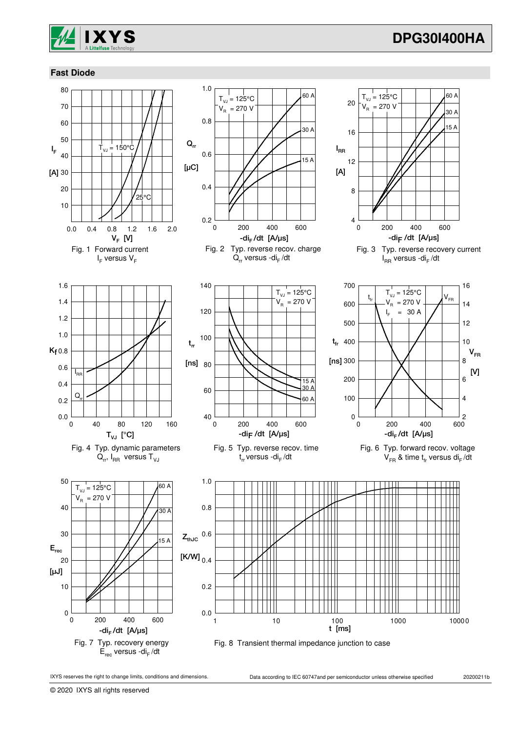## Fast Diode

80
70
60
50
$I_F$
40
[A] 30
20
10
0.0 0.4 0.8 1.2 1.6 2.0
$V_F$ [V]
$T_{VJ}$ = 150°C
25°C

Fig. 1 Forward current
$I_F$ versus $V_F$

1.0
0.8
$Q_{rr}$
0.6
[µC]
0.4
0.2
0 200 400 600
$-di_F/dt$ [A/µs]
$T_{VJ}$ = 125°C
$V_R$ = 270 V
60 A
30 A
15 A

Fig. 2 Typ. reverse recov. charge
$Q_{rr}$ versus $-di_F/dt$

20
16
$I_{RR}$
12
[A]
8
4
0 200 400 600
$-di_F/dt$ [A/µs]
$T_{VJ}$ = 125°C
$V_R$ = 270 V
60 A
30 A
15 A

Fig. 3 Typ. reverse recovery current
$I_{RR}$ versus $-di_F/dt$

1.6
1.4
1.2
1.0
$K_f$ 0.8
0.6
0.4
0.2
0.0
0 40 80 120 160
$T_{VJ}$ [°C]
$I_{RR}$
$Q_{rr}$

Fig. 4 Typ. dynamic parameters
$Q_{rr}$, $I_{RR}$ versus $T_{VJ}$

140
120
$t_{rr}$ 100
[ns] 80
60
40
0 200 400 600
$-di_F/dt$ [A/µs]
$T_{VJ}$ = 125°C
$V_R$ = 270 V
15 A
30 A
60 A

Fig. 5 Typ. reverse recov. time
$t_{rr}$ versus $-di_F/dt$

700
600
500
$t_{fr}$ 400
[ns] 300
200
100
0
0 200 400 600
$-di_F/dt$ [A/µs]
$t_{fr}$
$T_{VJ}$ = 125°C
$V_R$ = 270 V
$I_F$ = 30 A
$V_{FR}$
16
14
12
10
$V_{FR}$
8
[V]
6
4
2

Fig. 6 Typ. forward recov. voltage
$V_{FR}$ & time $t_{fr}$ versus $di_F/dt$

50
40
30
$E_{rec}$
20
[µJ]
10
0
0 200 400 600
$-di_F/dt$ [A/µs]
$T_{VJ}$ = 125°C
$V_R$ = 270 V
60 A
30 A
15 A

Fig. 7 Typ. recovery energy
$E_{rec}$ versus $-di_F/dt$

1.0
0.8
$Z_{thJC}$ 0.6
[K/W] 0.4
0.2
0.0
1 10 100 1000 10000
t [ms]

Fig. 8 Transient thermal impedance junction to case

IXYS reserves the right to change limits, conditions and dimensions.

Data according to IEC 60747and per semiconductor unless otherwise specified

20200211b

© 2020 IXYS all rights reserved